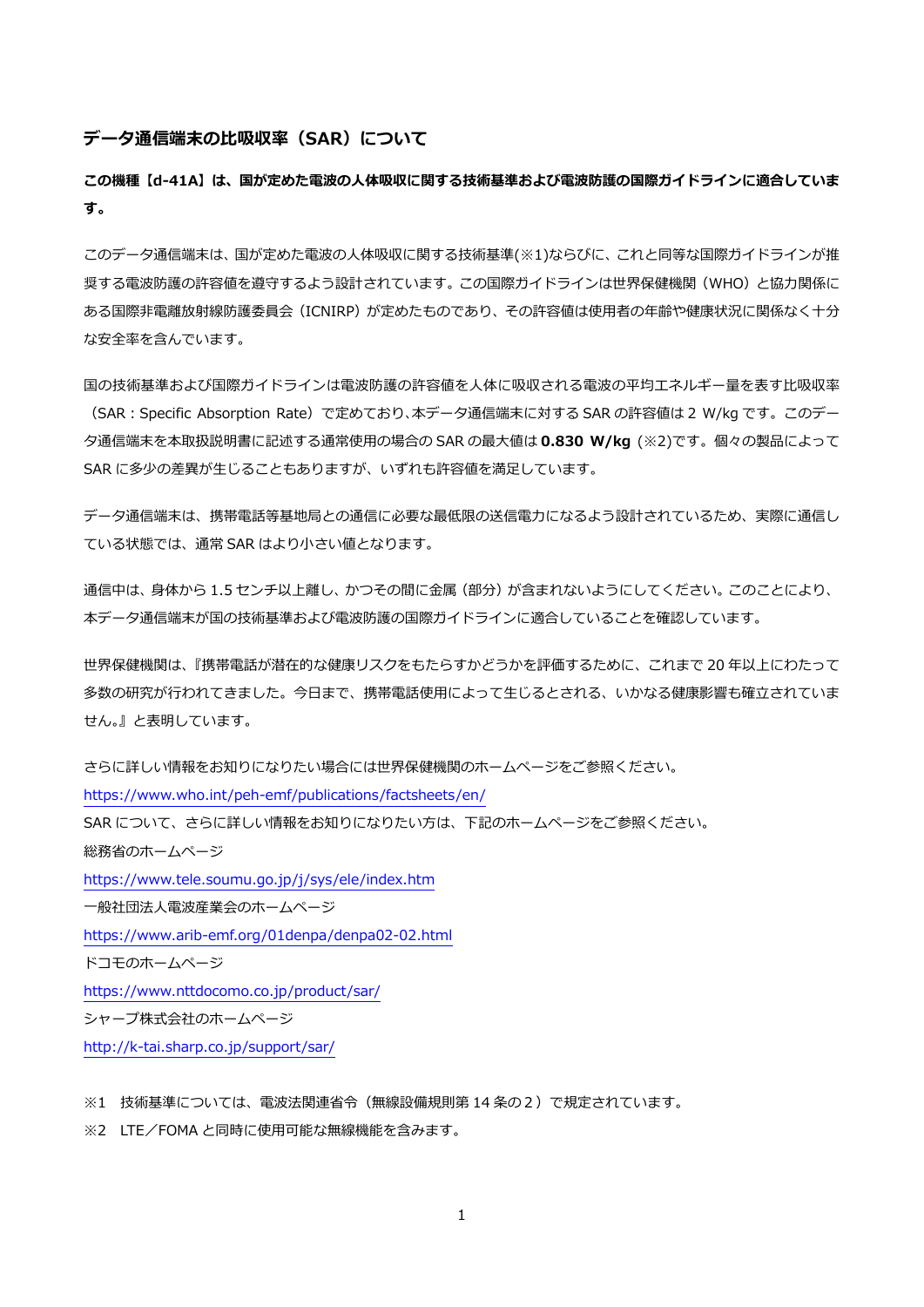# データ通信端末の比吸収率（SAR）について

**この機種【d-41A】は、国が定めた電波の人体吸収に関する技術基準および電波防護の国際ガイドラインに適合しています。**

このデータ通信端末は、国が定めた電波の人体吸収に関する技術基準(※1)ならびに、これと同等な国際ガイドラインが推奨する電波防護の許容値を遵守するよう設計されています。この国際ガイドラインは世界保健機関（WHO）と協力関係にある国際非電離放射線防護委員会（ICNIRP）が定めたものであり、その許容値は使用者の年齢や健康状況に関係なく十分な安全率を含んでいます。

国の技術基準および国際ガイドラインは電波防護の許容値を人体に吸収される電波の平均エネルギー量を表す比吸収率（SAR：Specific Absorption Rate）で定めており、本データ通信端末に対する SAR の許容値は 2 W/kg です。このデータ通信端末を本取扱説明書に記述する通常使用の場合の SAR の最大値は **0.830 W/kg**（※2)です。個々の製品によって SAR に多少の差異が生じることもありますが、いずれも許容値を満足しています。

データ通信端末は、携帯電話等基地局との通信に必要な最低限の送信電力になるよう設計されているため、実際に通信している状態では、通常 SAR はより小さい値となります。

通信中は、身体から 1.5 センチ以上離し、かつその間に金属（部分）が含まれないようにしてください。このことにより、本データ通信端末が国の技術基準および電波防護の国際ガイドラインに適合していることを確認しています。

世界保健機関は、『携帯電話が潜在的な健康リスクをもたらすかどうかを評価するために、これまで 20 年以上にわたって多数の研究が行われてきました。今日まで、携帯電話使用によって生じるとされる、いかなる健康影響も確立されていません。』と表明しています。

さらに詳しい情報をお知りになりたい場合には世界保健機関のホームページをご参照ください。
https://www.who.int/peh-emf/publications/factsheets/en/
SAR について、さらに詳しい情報をお知りになりたい方は、下記のホームページをご参照ください。
総務省のホームページ
https://www.tele.soumu.go.jp/j/sys/ele/index.htm
一般社団法人電波産業会のホームページ
https://www.arib-emf.org/01denpa/denpa02-02.html
ドコモのホームページ
https://www.nttdocomo.co.jp/product/sar/
シャープ株式会社のホームページ
http://k-tai.sharp.co.jp/support/sar/

※1　技術基準については、電波法関連省令（無線設備規則第 14 条の２）で規定されています。
※2　LTE／FOMA と同時に使用可能な無線機能を含みます。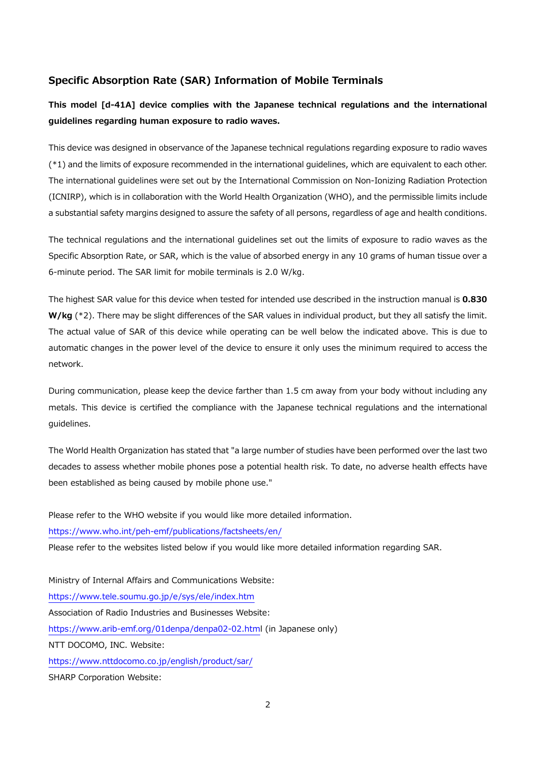## Specific Absorption Rate (SAR) Information of Mobile Terminals

**This model [d-41A] device complies with the Japanese technical regulations and the international guidelines regarding human exposure to radio waves.**

This device was designed in observance of the Japanese technical regulations regarding exposure to radio waves (*1) and the limits of exposure recommended in the international guidelines, which are equivalent to each other. The international guidelines were set out by the International Commission on Non-Ionizing Radiation Protection (ICNIRP), which is in collaboration with the World Health Organization (WHO), and the permissible limits include a substantial safety margins designed to assure the safety of all persons, regardless of age and health conditions.

The technical regulations and the international guidelines set out the limits of exposure to radio waves as the Specific Absorption Rate, or SAR, which is the value of absorbed energy in any 10 grams of human tissue over a 6-minute period. The SAR limit for mobile terminals is 2.0 W/kg.

The highest SAR value for this device when tested for intended use described in the instruction manual is **0.830 W/kg** (*2). There may be slight differences of the SAR values in individual product, but they all satisfy the limit. The actual value of SAR of this device while operating can be well below the indicated above. This is due to automatic changes in the power level of the device to ensure it only uses the minimum required to access the network.

During communication, please keep the device farther than 1.5 cm away from your body without including any metals. This device is certified the compliance with the Japanese technical regulations and the international guidelines.

The World Health Organization has stated that "a large number of studies have been performed over the last two decades to assess whether mobile phones pose a potential health risk. To date, no adverse health effects have been established as being caused by mobile phone use."

Please refer to the WHO website if you would like more detailed information.
https://www.who.int/peh-emf/publications/factsheets/en/
Please refer to the websites listed below if you would like more detailed information regarding SAR.

Ministry of Internal Affairs and Communications Website:
https://www.tele.soumu.go.jp/e/sys/ele/index.htm
Association of Radio Industries and Businesses Website:
https://www.arib-emf.org/01denpa/denpa02-02.html (in Japanese only)
NTT DOCOMO, INC. Website:
https://www.nttdocomo.co.jp/english/product/sar/
SHARP Corporation Website: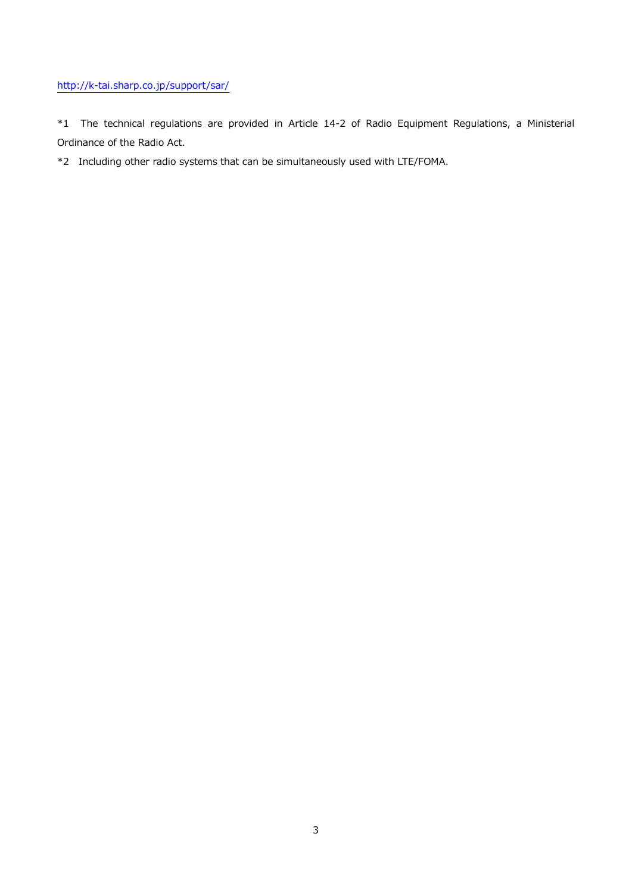http://k-tai.sharp.co.jp/support/sar/

*1 The technical regulations are provided in Article 14-2 of Radio Equipment Regulations, a Ministerial Ordinance of the Radio Act.

*2 Including other radio systems that can be simultaneously used with LTE/FOMA.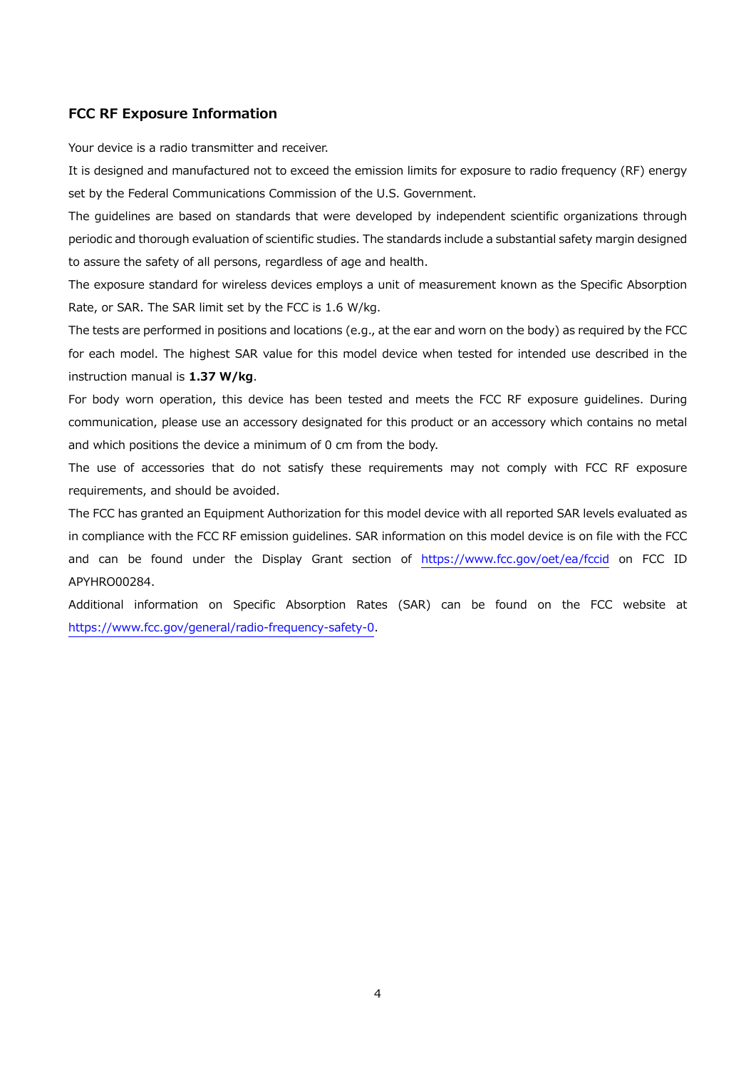## FCC RF Exposure Information

Your device is a radio transmitter and receiver.

It is designed and manufactured not to exceed the emission limits for exposure to radio frequency (RF) energy set by the Federal Communications Commission of the U.S. Government.

The guidelines are based on standards that were developed by independent scientific organizations through periodic and thorough evaluation of scientific studies. The standards include a substantial safety margin designed to assure the safety of all persons, regardless of age and health.

The exposure standard for wireless devices employs a unit of measurement known as the Specific Absorption Rate, or SAR. The SAR limit set by the FCC is 1.6 W/kg.

The tests are performed in positions and locations (e.g., at the ear and worn on the body) as required by the FCC for each model. The highest SAR value for this model device when tested for intended use described in the instruction manual is **1.37 W/kg**.

For body worn operation, this device has been tested and meets the FCC RF exposure guidelines. During communication, please use an accessory designated for this product or an accessory which contains no metal and which positions the device a minimum of 0 cm from the body.

The use of accessories that do not satisfy these requirements may not comply with FCC RF exposure requirements, and should be avoided.

The FCC has granted an Equipment Authorization for this model device with all reported SAR levels evaluated as in compliance with the FCC RF emission guidelines. SAR information on this model device is on file with the FCC and can be found under the Display Grant section of https://www.fcc.gov/oet/ea/fccid on FCC ID APYHRO00284.

Additional information on Specific Absorption Rates (SAR) can be found on the FCC website at https://www.fcc.gov/general/radio-frequency-safety-0.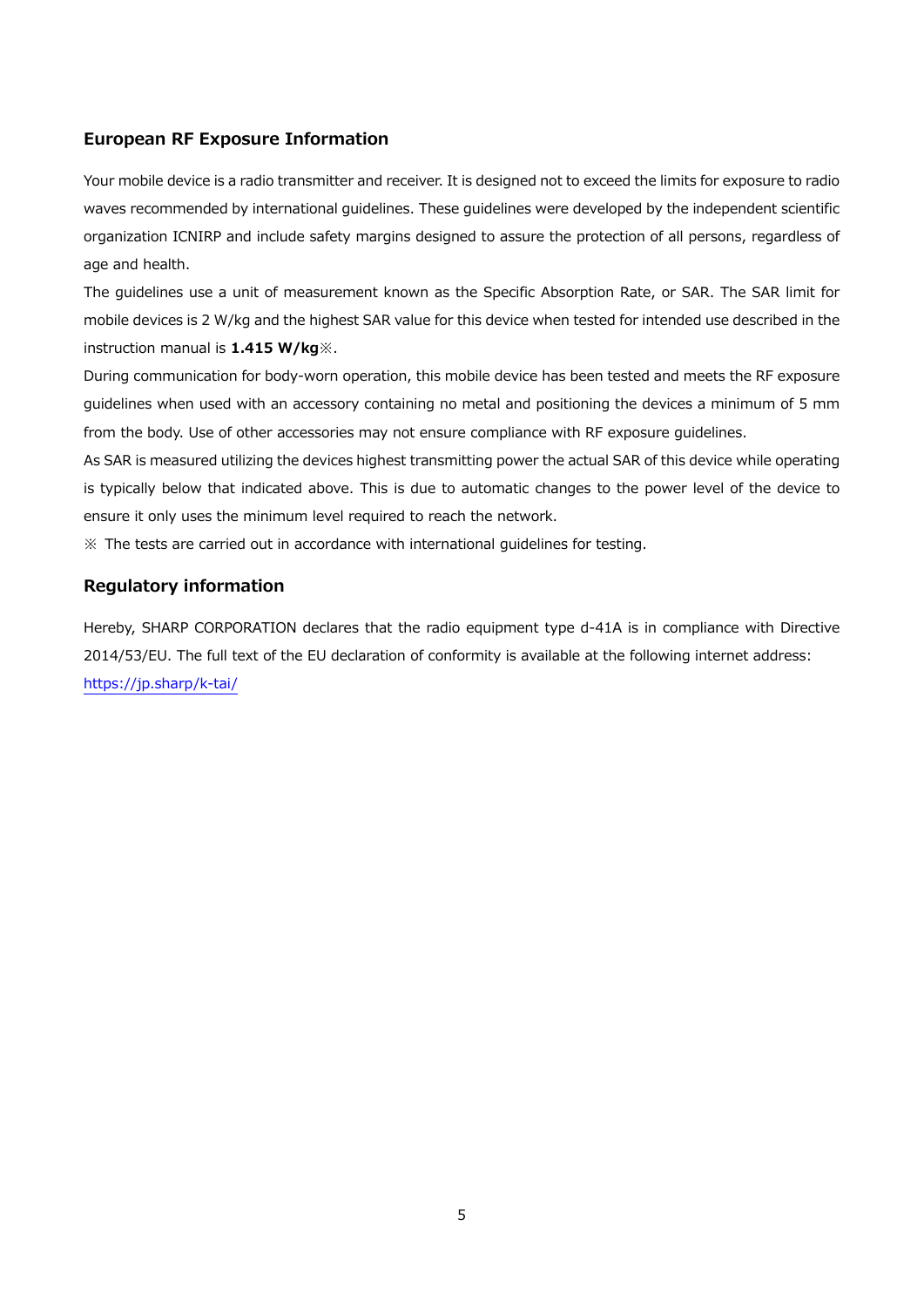## European RF Exposure Information

Your mobile device is a radio transmitter and receiver. It is designed not to exceed the limits for exposure to radio waves recommended by international guidelines. These guidelines were developed by the independent scientific organization ICNIRP and include safety margins designed to assure the protection of all persons, regardless of age and health.

The guidelines use a unit of measurement known as the Specific Absorption Rate, or SAR. The SAR limit for mobile devices is 2 W/kg and the highest SAR value for this device when tested for intended use described in the instruction manual is **1.415 W/kg**※.

During communication for body-worn operation, this mobile device has been tested and meets the RF exposure guidelines when used with an accessory containing no metal and positioning the devices a minimum of 5 mm from the body. Use of other accessories may not ensure compliance with RF exposure guidelines.

As SAR is measured utilizing the devices highest transmitting power the actual SAR of this device while operating is typically below that indicated above. This is due to automatic changes to the power level of the device to ensure it only uses the minimum level required to reach the network.

※ The tests are carried out in accordance with international guidelines for testing.

## Regulatory information

Hereby, SHARP CORPORATION declares that the radio equipment type d-41A is in compliance with Directive 2014/53/EU. The full text of the EU declaration of conformity is available at the following internet address:
https://jp.sharp/k-tai/